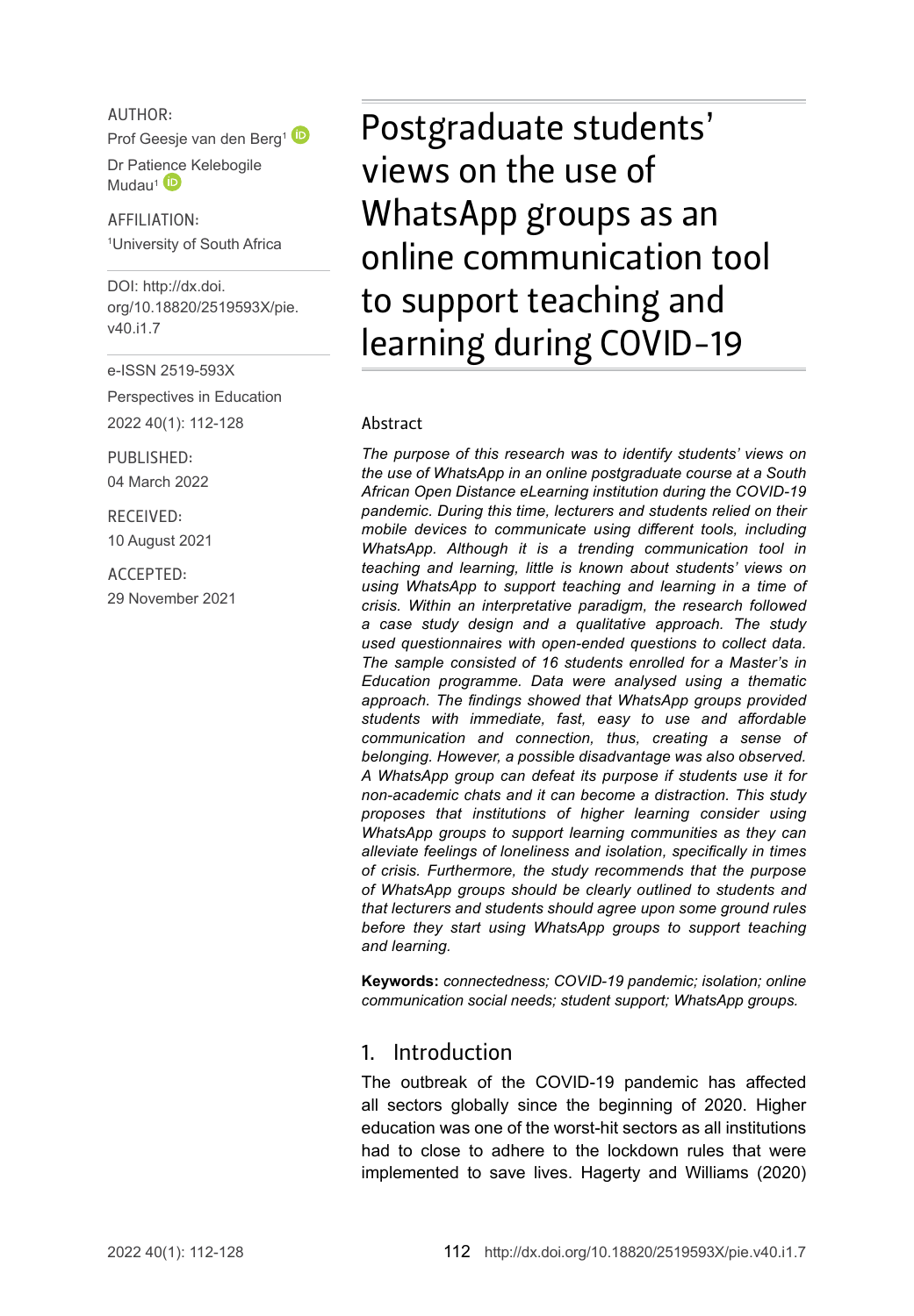AUTHOR:

Prof Geesje van den Berg[1]

Dr Patience Kelebogile Mudau[1]

AFFILIATION:

[1]University of South Africa

DOI: http://dx.doi.org/10.18820/2519593X/pie.v40.i1.7

e-ISSN 2519-593X

Perspectives in Education

2022 40(1): 112-128

PUBLISHED:

04 March 2022

RECEIVED:

10 August 2021

ACCEPTED:

29 November 2021

# Postgraduate students' views on the use of WhatsApp groups as an online communication tool to support teaching and learning during COVID-19

## Abstract

*The purpose of this research was to identify students' views on the use of WhatsApp in an online postgraduate course at a South African Open Distance eLearning institution during the COVID-19 pandemic. During this time, lecturers and students relied on their mobile devices to communicate using different tools, including WhatsApp. Although it is a trending communication tool in teaching and learning, little is known about students' views on using WhatsApp to support teaching and learning in a time of crisis. Within an interpretative paradigm, the research followed a case study design and a qualitative approach. The study used questionnaires with open-ended questions to collect data. The sample consisted of 16 students enrolled for a Master's in Education programme. Data were analysed using a thematic approach. The findings showed that WhatsApp groups provided students with immediate, fast, easy to use and affordable communication and connection, thus, creating a sense of belonging. However, a possible disadvantage was also observed. A WhatsApp group can defeat its purpose if students use it for non-academic chats and it can become a distraction. This study proposes that institutions of higher learning consider using WhatsApp groups to support learning communities as they can alleviate feelings of loneliness and isolation, specifically in times of crisis. Furthermore, the study recommends that the purpose of WhatsApp groups should be clearly outlined to students and that lecturers and students should agree upon some ground rules before they start using WhatsApp groups to support teaching and learning.*

**Keywords:** *connectedness; COVID-19 pandemic; isolation; online communication social needs; student support; WhatsApp groups.*

## 1. Introduction

The outbreak of the COVID-19 pandemic has affected all sectors globally since the beginning of 2020. Higher education was one of the worst-hit sectors as all institutions had to close to adhere to the lockdown rules that were implemented to save lives. Hagerty and Williams (2020)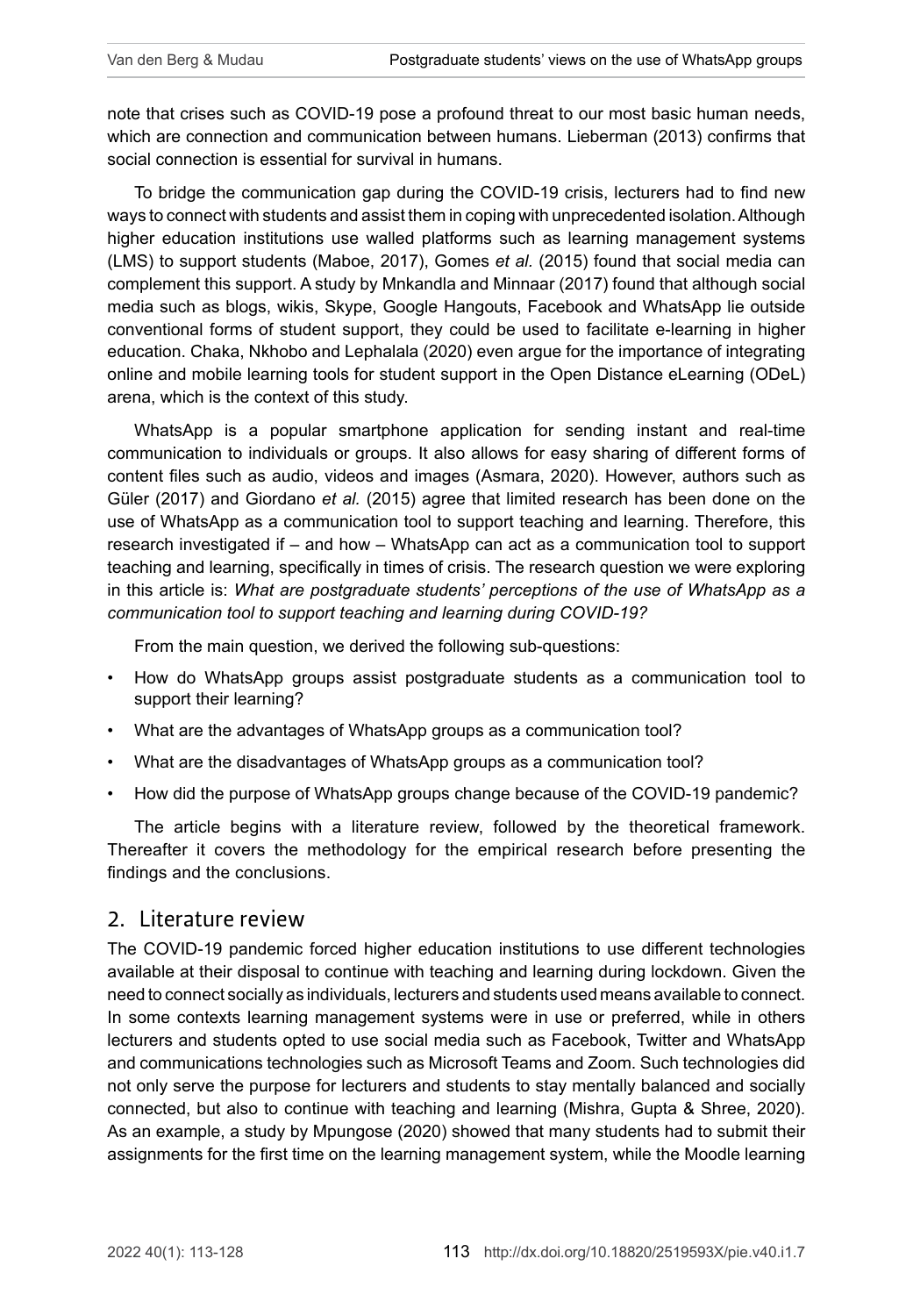note that crises such as COVID-19 pose a profound threat to our most basic human needs, which are connection and communication between humans. Lieberman (2013) confirms that social connection is essential for survival in humans.

To bridge the communication gap during the COVID-19 crisis, lecturers had to find new ways to connect with students and assist them in coping with unprecedented isolation. Although higher education institutions use walled platforms such as learning management systems (LMS) to support students (Maboe, 2017), Gomes *et al.* (2015) found that social media can complement this support. A study by Mnkandla and Minnaar (2017) found that although social media such as blogs, wikis, Skype, Google Hangouts, Facebook and WhatsApp lie outside conventional forms of student support, they could be used to facilitate e-learning in higher education. Chaka, Nkhobo and Lephalala (2020) even argue for the importance of integrating online and mobile learning tools for student support in the Open Distance eLearning (ODeL) arena, which is the context of this study.

WhatsApp is a popular smartphone application for sending instant and real-time communication to individuals or groups. It also allows for easy sharing of different forms of content files such as audio, videos and images (Asmara, 2020). However, authors such as Güler (2017) and Giordano *et al.* (2015) agree that limited research has been done on the use of WhatsApp as a communication tool to support teaching and learning. Therefore, this research investigated if – and how – WhatsApp can act as a communication tool to support teaching and learning, specifically in times of crisis. The research question we were exploring in this article is: *What are postgraduate students' perceptions of the use of WhatsApp as a communication tool to support teaching and learning during COVID-19?*

From the main question, we derived the following sub-questions:

- How do WhatsApp groups assist postgraduate students as a communication tool to support their learning?
- What are the advantages of WhatsApp groups as a communication tool?
- What are the disadvantages of WhatsApp groups as a communication tool?
- How did the purpose of WhatsApp groups change because of the COVID-19 pandemic?

The article begins with a literature review, followed by the theoretical framework. Thereafter it covers the methodology for the empirical research before presenting the findings and the conclusions.

## 2. Literature review

The COVID-19 pandemic forced higher education institutions to use different technologies available at their disposal to continue with teaching and learning during lockdown. Given the need to connect socially as individuals, lecturers and students used means available to connect. In some contexts learning management systems were in use or preferred, while in others lecturers and students opted to use social media such as Facebook, Twitter and WhatsApp and communications technologies such as Microsoft Teams and Zoom. Such technologies did not only serve the purpose for lecturers and students to stay mentally balanced and socially connected, but also to continue with teaching and learning (Mishra, Gupta & Shree, 2020). As an example, a study by Mpungose (2020) showed that many students had to submit their assignments for the first time on the learning management system, while the Moodle learning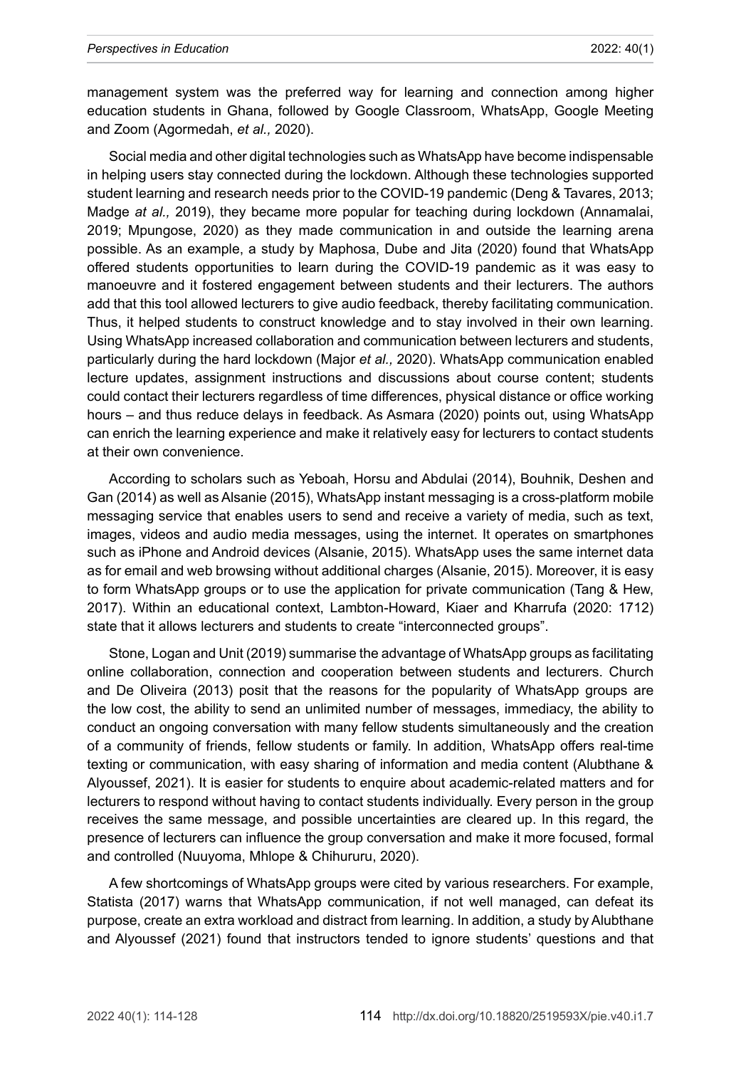management system was the preferred way for learning and connection among higher education students in Ghana, followed by Google Classroom, WhatsApp, Google Meeting and Zoom (Agormedah, *et al.,* 2020).

Social media and other digital technologies such as WhatsApp have become indispensable in helping users stay connected during the lockdown. Although these technologies supported student learning and research needs prior to the COVID-19 pandemic (Deng & Tavares, 2013; Madge *at al.,* 2019), they became more popular for teaching during lockdown (Annamalai, 2019; Mpungose, 2020) as they made communication in and outside the learning arena possible. As an example, a study by Maphosa, Dube and Jita (2020) found that WhatsApp offered students opportunities to learn during the COVID-19 pandemic as it was easy to manoeuvre and it fostered engagement between students and their lecturers. The authors add that this tool allowed lecturers to give audio feedback, thereby facilitating communication. Thus, it helped students to construct knowledge and to stay involved in their own learning. Using WhatsApp increased collaboration and communication between lecturers and students, particularly during the hard lockdown (Major *et al.,* 2020). WhatsApp communication enabled lecture updates, assignment instructions and discussions about course content; students could contact their lecturers regardless of time differences, physical distance or office working hours – and thus reduce delays in feedback. As Asmara (2020) points out, using WhatsApp can enrich the learning experience and make it relatively easy for lecturers to contact students at their own convenience.

According to scholars such as Yeboah, Horsu and Abdulai (2014), Bouhnik, Deshen and Gan (2014) as well as Alsanie (2015), WhatsApp instant messaging is a cross-platform mobile messaging service that enables users to send and receive a variety of media, such as text, images, videos and audio media messages, using the internet. It operates on smartphones such as iPhone and Android devices (Alsanie, 2015). WhatsApp uses the same internet data as for email and web browsing without additional charges (Alsanie, 2015). Moreover, it is easy to form WhatsApp groups or to use the application for private communication (Tang & Hew, 2017). Within an educational context, Lambton-Howard, Kiaer and Kharrufa (2020: 1712) state that it allows lecturers and students to create "interconnected groups".

Stone, Logan and Unit (2019) summarise the advantage of WhatsApp groups as facilitating online collaboration, connection and cooperation between students and lecturers. Church and De Oliveira (2013) posit that the reasons for the popularity of WhatsApp groups are the low cost, the ability to send an unlimited number of messages, immediacy, the ability to conduct an ongoing conversation with many fellow students simultaneously and the creation of a community of friends, fellow students or family. In addition, WhatsApp offers real-time texting or communication, with easy sharing of information and media content (Alubthane & Alyoussef, 2021). It is easier for students to enquire about academic-related matters and for lecturers to respond without having to contact students individually. Every person in the group receives the same message, and possible uncertainties are cleared up. In this regard, the presence of lecturers can influence the group conversation and make it more focused, formal and controlled (Nuuyoma, Mhlope & Chihururu, 2020).

A few shortcomings of WhatsApp groups were cited by various researchers. For example, Statista (2017) warns that WhatsApp communication, if not well managed, can defeat its purpose, create an extra workload and distract from learning. In addition, a study by Alubthane and Alyoussef (2021) found that instructors tended to ignore students' questions and that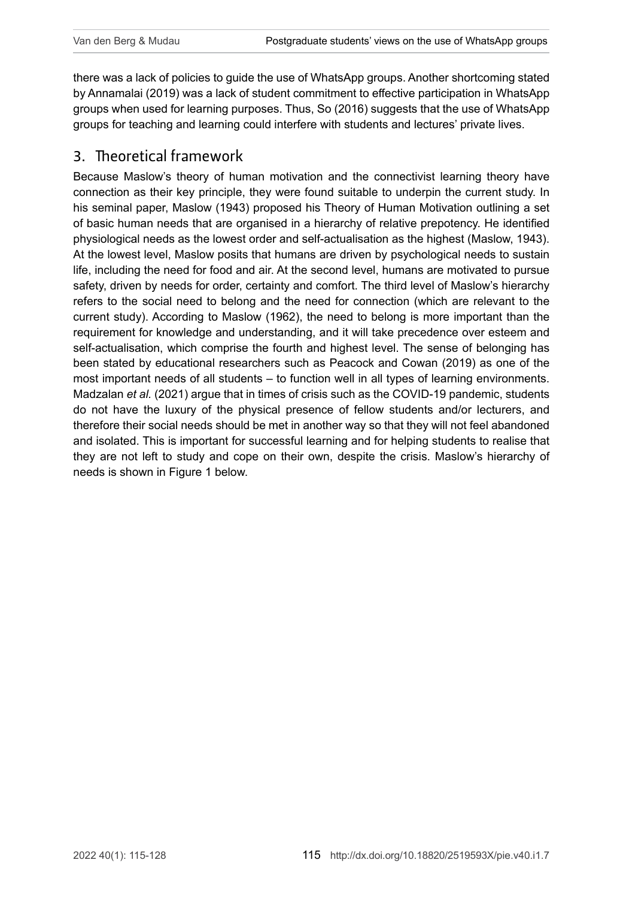there was a lack of policies to guide the use of WhatsApp groups. Another shortcoming stated by Annamalai (2019) was a lack of student commitment to effective participation in WhatsApp groups when used for learning purposes. Thus, So (2016) suggests that the use of WhatsApp groups for teaching and learning could interfere with students and lectures' private lives.

## 3. Theoretical framework

Because Maslow's theory of human motivation and the connectivist learning theory have connection as their key principle, they were found suitable to underpin the current study. In his seminal paper, Maslow (1943) proposed his Theory of Human Motivation outlining a set of basic human needs that are organised in a hierarchy of relative prepotency. He identified physiological needs as the lowest order and self-actualisation as the highest (Maslow, 1943). At the lowest level, Maslow posits that humans are driven by psychological needs to sustain life, including the need for food and air. At the second level, humans are motivated to pursue safety, driven by needs for order, certainty and comfort. The third level of Maslow's hierarchy refers to the social need to belong and the need for connection (which are relevant to the current study). According to Maslow (1962), the need to belong is more important than the requirement for knowledge and understanding, and it will take precedence over esteem and self-actualisation, which comprise the fourth and highest level. The sense of belonging has been stated by educational researchers such as Peacock and Cowan (2019) as one of the most important needs of all students – to function well in all types of learning environments. Madzalan *et al.* (2021) argue that in times of crisis such as the COVID-19 pandemic, students do not have the luxury of the physical presence of fellow students and/or lecturers, and therefore their social needs should be met in another way so that they will not feel abandoned and isolated. This is important for successful learning and for helping students to realise that they are not left to study and cope on their own, despite the crisis. Maslow's hierarchy of needs is shown in Figure 1 below.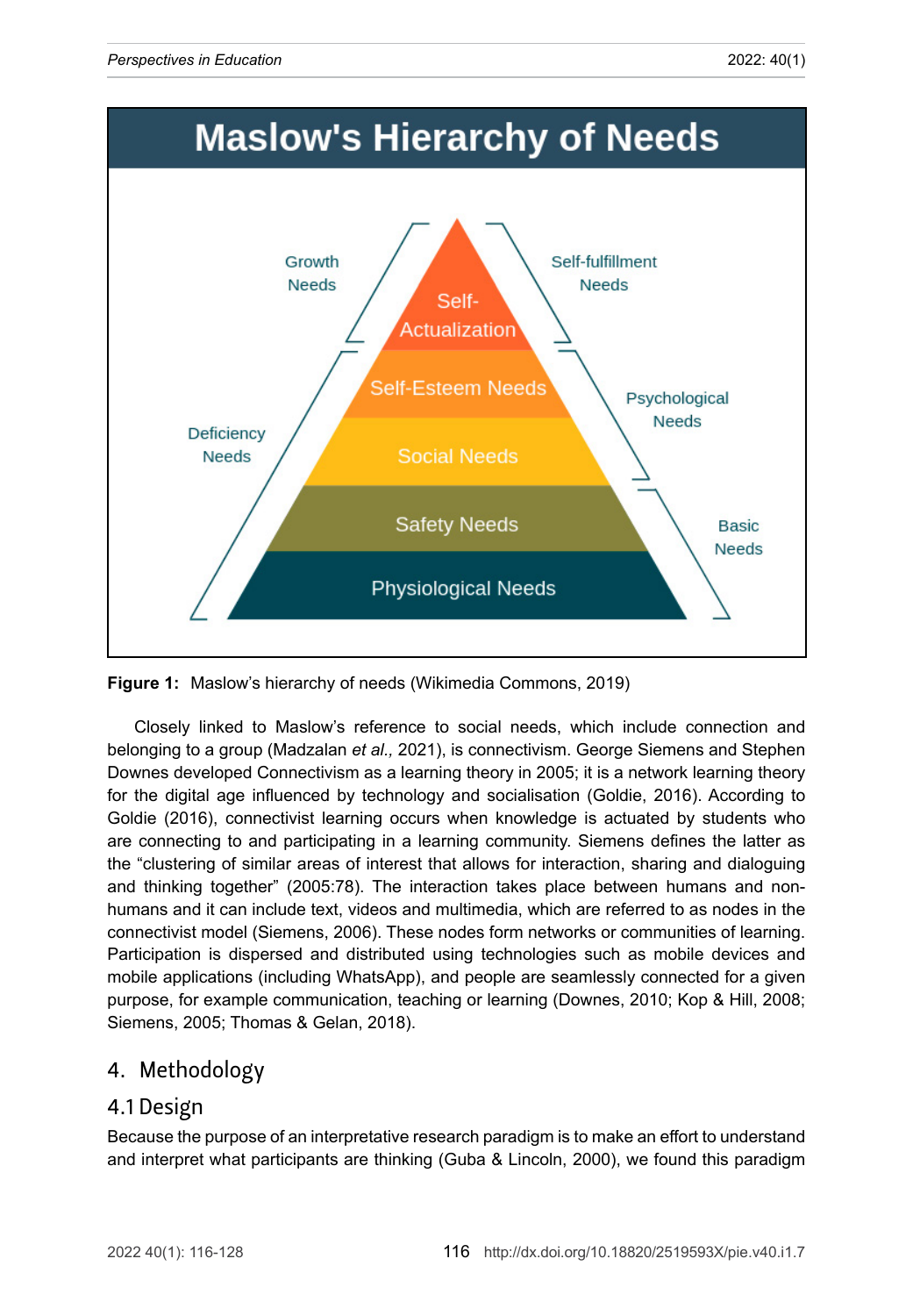Maswlow's Hierarchy of Needs

Growth Needs

Self-fulfillment Needs

Self-Actualization

Self-Esteem Needs

Psychological Needs

Deficiency Needs

Social Needs

Safety Needs

Basic Needs

Physiological Needs

**Figure 1:** Maslow's hierarchy of needs (Wikimedia Commons, 2019)

Closely linked to Maslow's reference to social needs, which include connection and belonging to a group (Madzalan *et al.,* 2021), is connectivism. George Siemens and Stephen Downes developed Connectivism as a learning theory in 2005; it is a network learning theory for the digital age influenced by technology and socialisation (Goldie, 2016). According to Goldie (2016), connectivist learning occurs when knowledge is actuated by students who are connecting to and participating in a learning community. Siemens defines the latter as the "clustering of similar areas of interest that allows for interaction, sharing and dialoguing and thinking together" (2005:78). The interaction takes place between humans and non-humans and it can include text, videos and multimedia, which are referred to as nodes in the connectivist model (Siemens, 2006). These nodes form networks or communities of learning. Participation is dispersed and distributed using technologies such as mobile devices and mobile applications (including WhatsApp), and people are seamlessly connected for a given purpose, for example communication, teaching or learning (Downes, 2010; Kop & Hill, 2008; Siemens, 2005; Thomas & Gelan, 2018).

## 4. Methodology

### 4.1 Design

Because the purpose of an interpretative research paradigm is to make an effort to understand and interpret what participants are thinking (Guba & Lincoln, 2000), we found this paradigm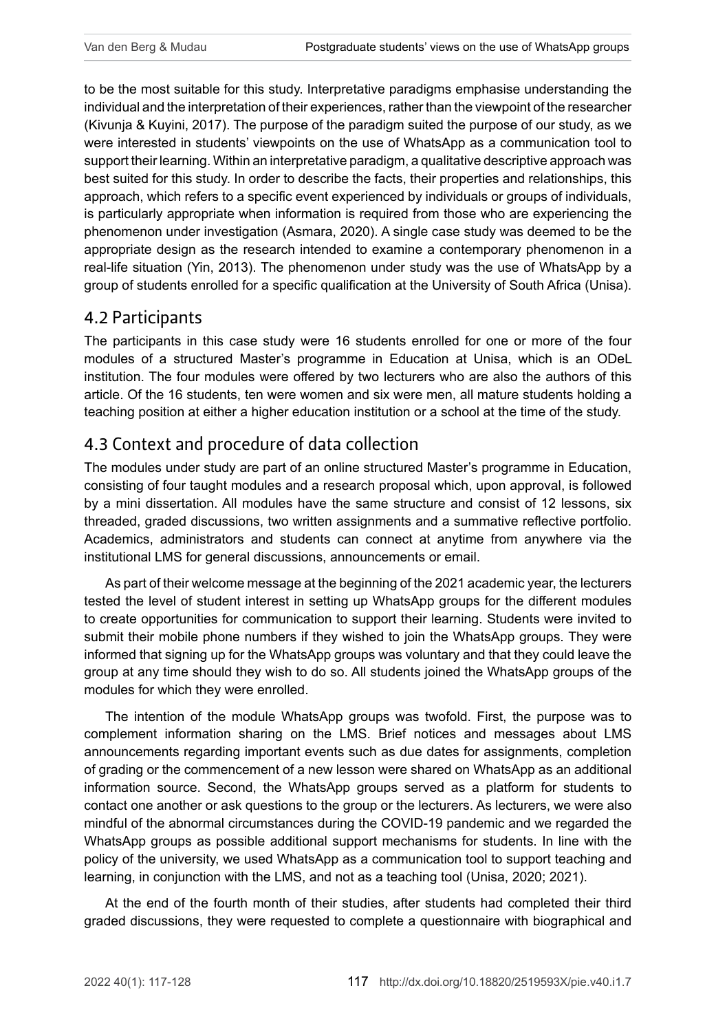to be the most suitable for this study. Interpretative paradigms emphasise understanding the individual and the interpretation of their experiences, rather than the viewpoint of the researcher (Kivunja & Kuyini, 2017). The purpose of the paradigm suited the purpose of our study, as we were interested in students' viewpoints on the use of WhatsApp as a communication tool to support their learning. Within an interpretative paradigm, a qualitative descriptive approach was best suited for this study. In order to describe the facts, their properties and relationships, this approach, which refers to a specific event experienced by individuals or groups of individuals, is particularly appropriate when information is required from those who are experiencing the phenomenon under investigation (Asmara, 2020). A single case study was deemed to be the appropriate design as the research intended to examine a contemporary phenomenon in a real-life situation (Yin, 2013). The phenomenon under study was the use of WhatsApp by a group of students enrolled for a specific qualification at the University of South Africa (Unisa).

## 4.2 Participants

The participants in this case study were 16 students enrolled for one or more of the four modules of a structured Master's programme in Education at Unisa, which is an ODeL institution. The four modules were offered by two lecturers who are also the authors of this article. Of the 16 students, ten were women and six were men, all mature students holding a teaching position at either a higher education institution or a school at the time of the study.

## 4.3 Context and procedure of data collection

The modules under study are part of an online structured Master's programme in Education, consisting of four taught modules and a research proposal which, upon approval, is followed by a mini dissertation. All modules have the same structure and consist of 12 lessons, six threaded, graded discussions, two written assignments and a summative reflective portfolio. Academics, administrators and students can connect at anytime from anywhere via the institutional LMS for general discussions, announcements or email.

As part of their welcome message at the beginning of the 2021 academic year, the lecturers tested the level of student interest in setting up WhatsApp groups for the different modules to create opportunities for communication to support their learning. Students were invited to submit their mobile phone numbers if they wished to join the WhatsApp groups. They were informed that signing up for the WhatsApp groups was voluntary and that they could leave the group at any time should they wish to do so. All students joined the WhatsApp groups of the modules for which they were enrolled.

The intention of the module WhatsApp groups was twofold. First, the purpose was to complement information sharing on the LMS. Brief notices and messages about LMS announcements regarding important events such as due dates for assignments, completion of grading or the commencement of a new lesson were shared on WhatsApp as an additional information source. Second, the WhatsApp groups served as a platform for students to contact one another or ask questions to the group or the lecturers. As lecturers, we were also mindful of the abnormal circumstances during the COVID-19 pandemic and we regarded the WhatsApp groups as possible additional support mechanisms for students. In line with the policy of the university, we used WhatsApp as a communication tool to support teaching and learning, in conjunction with the LMS, and not as a teaching tool (Unisa, 2020; 2021).

At the end of the fourth month of their studies, after students had completed their third graded discussions, they were requested to complete a questionnaire with biographical and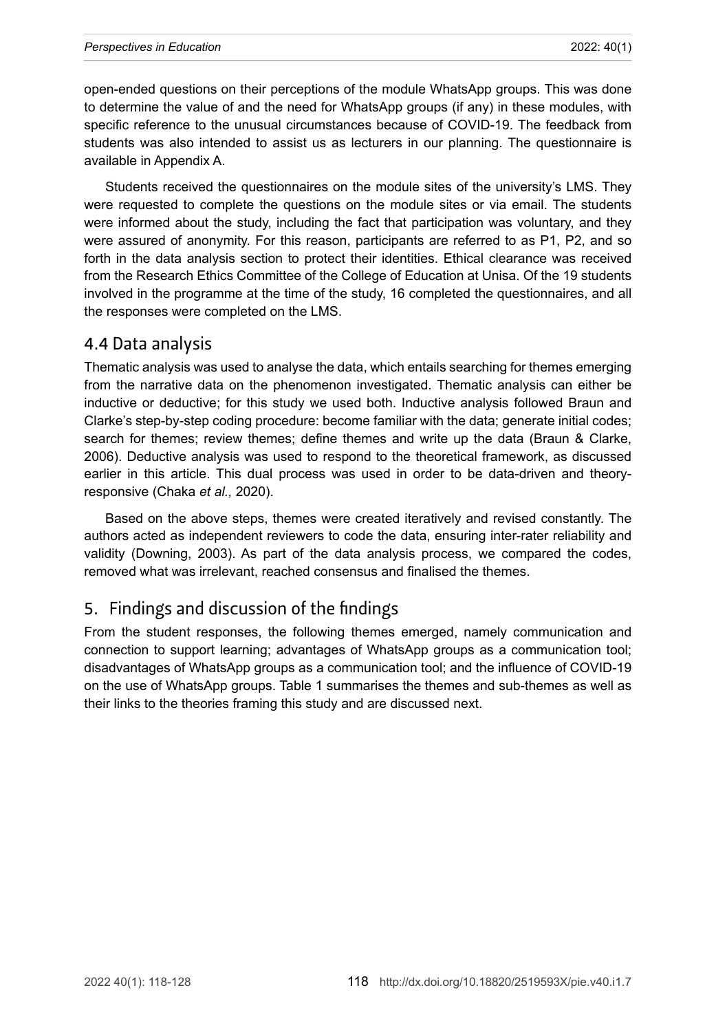open-ended questions on their perceptions of the module WhatsApp groups. This was done to determine the value of and the need for WhatsApp groups (if any) in these modules, with specific reference to the unusual circumstances because of COVID-19. The feedback from students was also intended to assist us as lecturers in our planning. The questionnaire is available in Appendix A.

Students received the questionnaires on the module sites of the university's LMS. They were requested to complete the questions on the module sites or via email. The students were informed about the study, including the fact that participation was voluntary, and they were assured of anonymity. For this reason, participants are referred to as P1, P2, and so forth in the data analysis section to protect their identities. Ethical clearance was received from the Research Ethics Committee of the College of Education at Unisa. Of the 19 students involved in the programme at the time of the study, 16 completed the questionnaires, and all the responses were completed on the LMS.

### 4.4 Data analysis

Thematic analysis was used to analyse the data, which entails searching for themes emerging from the narrative data on the phenomenon investigated. Thematic analysis can either be inductive or deductive; for this study we used both. Inductive analysis followed Braun and Clarke's step-by-step coding procedure: become familiar with the data; generate initial codes; search for themes; review themes; define themes and write up the data (Braun & Clarke, 2006). Deductive analysis was used to respond to the theoretical framework, as discussed earlier in this article. This dual process was used in order to be data-driven and theory-responsive (Chaka *et al.,* 2020).

Based on the above steps, themes were created iteratively and revised constantly. The authors acted as independent reviewers to code the data, ensuring inter-rater reliability and validity (Downing, 2003). As part of the data analysis process, we compared the codes, removed what was irrelevant, reached consensus and finalised the themes.

## 5. Findings and discussion of the findings

From the student responses, the following themes emerged, namely communication and connection to support learning; advantages of WhatsApp groups as a communication tool; disadvantages of WhatsApp groups as a communication tool; and the influence of COVID-19 on the use of WhatsApp groups. Table 1 summarises the themes and sub-themes as well as their links to the theories framing this study and are discussed next.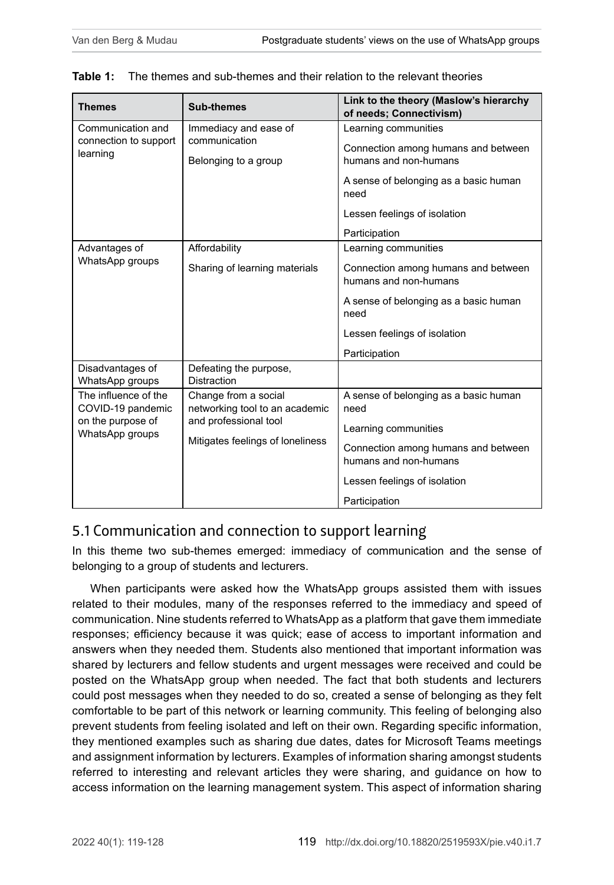**Table 1:** The themes and sub-themes and their relation to the relevant theories

| Themes | Sub-themes | Link to the theory (Maslow's hierarchy of needs; Connectivism) |
|---|---|---|
| Communication and connection to support learning | Immediacy and ease of communication<br>Belonging to a group | Learning communities<br>Connection among humans and between humans and non-humans<br>A sense of belonging as a basic human need<br>Lessen feelings of isolation<br>Participation |
| Advantages of WhatsApp groups | Affordability<br>Sharing of learning materials | Learning communities<br>Connection among humans and between humans and non-humans<br>A sense of belonging as a basic human need<br>Lessen feelings of isolation<br>Participation |
| Disadvantages of WhatsApp groups | Defeating the purpose, Distraction | |
| The influence of the COVID-19 pandemic on the purpose of WhatsApp groups | Change from a social networking tool to an academic and professional tool<br>Mitigates feelings of loneliness | A sense of belonging as a basic human need<br>Learning communities<br>Connection among humans and between humans and non-humans<br>Lessen feelings of isolation<br>Participation |

## 5.1 Communication and connection to support learning

In this theme two sub-themes emerged: immediacy of communication and the sense of belonging to a group of students and lecturers.

When participants were asked how the WhatsApp groups assisted them with issues related to their modules, many of the responses referred to the immediacy and speed of communication. Nine students referred to WhatsApp as a platform that gave them immediate responses; efficiency because it was quick; ease of access to important information and answers when they needed them. Students also mentioned that important information was shared by lecturers and fellow students and urgent messages were received and could be posted on the WhatsApp group when needed. The fact that both students and lecturers could post messages when they needed to do so, created a sense of belonging as they felt comfortable to be part of this network or learning community. This feeling of belonging also prevent students from feeling isolated and left on their own. Regarding specific information, they mentioned examples such as sharing due dates, dates for Microsoft Teams meetings and assignment information by lecturers. Examples of information sharing amongst students referred to interesting and relevant articles they were sharing, and guidance on how to access information on the learning management system. This aspect of information sharing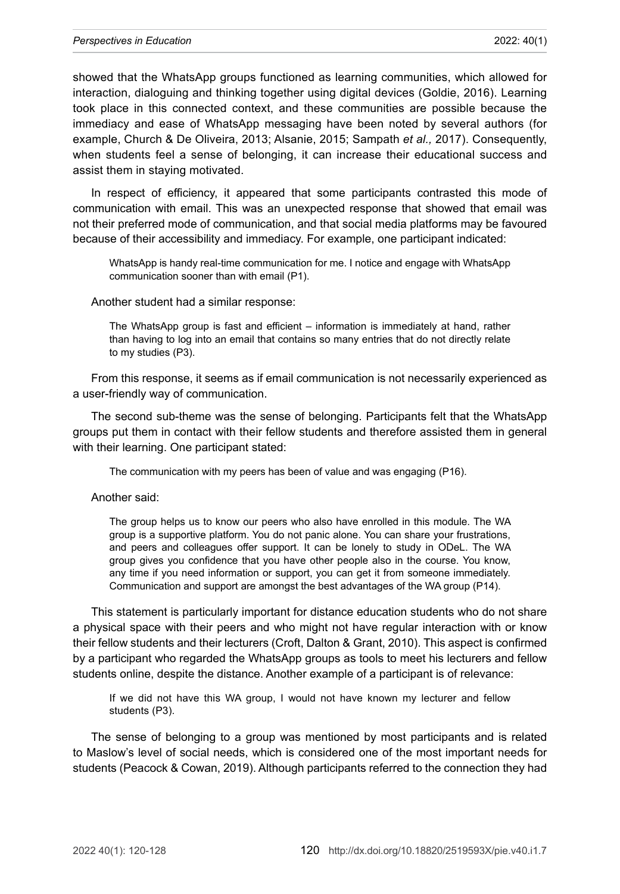showed that the WhatsApp groups functioned as learning communities, which allowed for interaction, dialoguing and thinking together using digital devices (Goldie, 2016). Learning took place in this connected context, and these communities are possible because the immediacy and ease of WhatsApp messaging have been noted by several authors (for example, Church & De Oliveira, 2013; Alsanie, 2015; Sampath *et al.,* 2017). Consequently, when students feel a sense of belonging, it can increase their educational success and assist them in staying motivated.

In respect of efficiency, it appeared that some participants contrasted this mode of communication with email. This was an unexpected response that showed that email was not their preferred mode of communication, and that social media platforms may be favoured because of their accessibility and immediacy. For example, one participant indicated:

> WhatsApp is handy real-time communication for me. I notice and engage with WhatsApp communication sooner than with email (P1).

Another student had a similar response:

> The WhatsApp group is fast and efficient – information is immediately at hand, rather than having to log into an email that contains so many entries that do not directly relate to my studies (P3).

From this response, it seems as if email communication is not necessarily experienced as a user-friendly way of communication.

The second sub-theme was the sense of belonging. Participants felt that the WhatsApp groups put them in contact with their fellow students and therefore assisted them in general with their learning. One participant stated:

> The communication with my peers has been of value and was engaging (P16).

Another said:

> The group helps us to know our peers who also have enrolled in this module. The WA group is a supportive platform. You do not panic alone. You can share your frustrations, and peers and colleagues offer support. It can be lonely to study in ODeL. The WA group gives you confidence that you have other people also in the course. You know, any time if you need information or support, you can get it from someone immediately. Communication and support are amongst the best advantages of the WA group (P14).

This statement is particularly important for distance education students who do not share a physical space with their peers and who might not have regular interaction with or know their fellow students and their lecturers (Croft, Dalton & Grant, 2010). This aspect is confirmed by a participant who regarded the WhatsApp groups as tools to meet his lecturers and fellow students online, despite the distance. Another example of a participant is of relevance:

> If we did not have this WA group, I would not have known my lecturer and fellow students (P3).

The sense of belonging to a group was mentioned by most participants and is related to Maslow's level of social needs, which is considered one of the most important needs for students (Peacock & Cowan, 2019). Although participants referred to the connection they had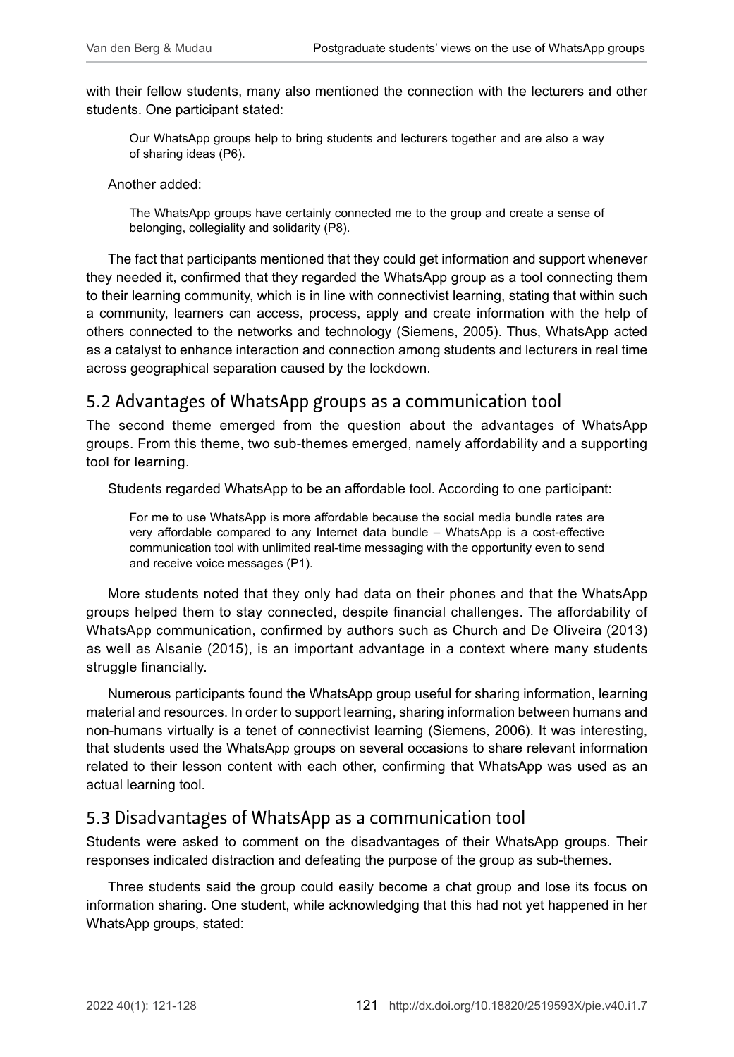with their fellow students, many also mentioned the connection with the lecturers and other students. One participant stated:

> Our WhatsApp groups help to bring students and lecturers together and are also a way of sharing ideas (P6).

Another added:

> The WhatsApp groups have certainly connected me to the group and create a sense of belonging, collegiality and solidarity (P8).

The fact that participants mentioned that they could get information and support whenever they needed it, confirmed that they regarded the WhatsApp group as a tool connecting them to their learning community, which is in line with connectivist learning, stating that within such a community, learners can access, process, apply and create information with the help of others connected to the networks and technology (Siemens, 2005). Thus, WhatsApp acted as a catalyst to enhance interaction and connection among students and lecturers in real time across geographical separation caused by the lockdown.

## 5.2 Advantages of WhatsApp groups as a communication tool

The second theme emerged from the question about the advantages of WhatsApp groups. From this theme, two sub-themes emerged, namely affordability and a supporting tool for learning.

Students regarded WhatsApp to be an affordable tool. According to one participant:

> For me to use WhatsApp is more affordable because the social media bundle rates are very affordable compared to any Internet data bundle – WhatsApp is a cost-effective communication tool with unlimited real-time messaging with the opportunity even to send and receive voice messages (P1).

More students noted that they only had data on their phones and that the WhatsApp groups helped them to stay connected, despite financial challenges. The affordability of WhatsApp communication, confirmed by authors such as Church and De Oliveira (2013) as well as Alsanie (2015), is an important advantage in a context where many students struggle financially.

Numerous participants found the WhatsApp group useful for sharing information, learning material and resources. In order to support learning, sharing information between humans and non-humans virtually is a tenet of connectivist learning (Siemens, 2006). It was interesting, that students used the WhatsApp groups on several occasions to share relevant information related to their lesson content with each other, confirming that WhatsApp was used as an actual learning tool.

## 5.3 Disadvantages of WhatsApp as a communication tool

Students were asked to comment on the disadvantages of their WhatsApp groups. Their responses indicated distraction and defeating the purpose of the group as sub-themes.

Three students said the group could easily become a chat group and lose its focus on information sharing. One student, while acknowledging that this had not yet happened in her WhatsApp groups, stated: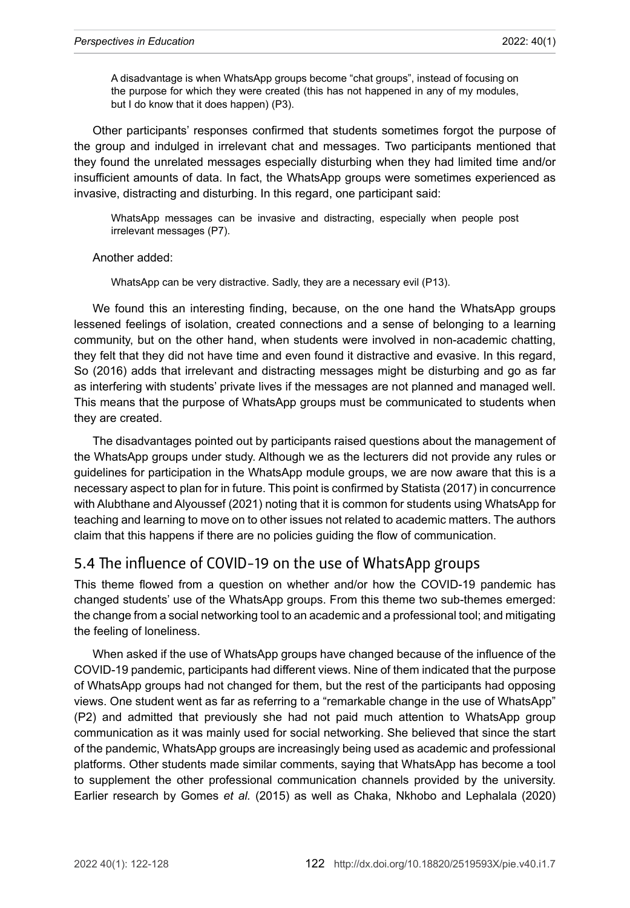> A disadvantage is when WhatsApp groups become "chat groups", instead of focusing on the purpose for which they were created (this has not happened in any of my modules, but I do know that it does happen) (P3).

Other participants' responses confirmed that students sometimes forgot the purpose of the group and indulged in irrelevant chat and messages. Two participants mentioned that they found the unrelated messages especially disturbing when they had limited time and/or insufficient amounts of data. In fact, the WhatsApp groups were sometimes experienced as invasive, distracting and disturbing. In this regard, one participant said:

> WhatsApp messages can be invasive and distracting, especially when people post irrelevant messages (P7).

Another added:

> WhatsApp can be very distractive. Sadly, they are a necessary evil (P13).

We found this an interesting finding, because, on the one hand the WhatsApp groups lessened feelings of isolation, created connections and a sense of belonging to a learning community, but on the other hand, when students were involved in non-academic chatting, they felt that they did not have time and even found it distractive and evasive. In this regard, So (2016) adds that irrelevant and distracting messages might be disturbing and go as far as interfering with students' private lives if the messages are not planned and managed well. This means that the purpose of WhatsApp groups must be communicated to students when they are created.

The disadvantages pointed out by participants raised questions about the management of the WhatsApp groups under study. Although we as the lecturers did not provide any rules or guidelines for participation in the WhatsApp module groups, we are now aware that this is a necessary aspect to plan for in future. This point is confirmed by Statista (2017) in concurrence with Alubthane and Alyoussef (2021) noting that it is common for students using WhatsApp for teaching and learning to move on to other issues not related to academic matters. The authors claim that this happens if there are no policies guiding the flow of communication.

## 5.4 The influence of COVID-19 on the use of WhatsApp groups

This theme flowed from a question on whether and/or how the COVID-19 pandemic has changed students' use of the WhatsApp groups. From this theme two sub-themes emerged: the change from a social networking tool to an academic and a professional tool; and mitigating the feeling of loneliness.

When asked if the use of WhatsApp groups have changed because of the influence of the COVID-19 pandemic, participants had different views. Nine of them indicated that the purpose of WhatsApp groups had not changed for them, but the rest of the participants had opposing views. One student went as far as referring to a "remarkable change in the use of WhatsApp" (P2) and admitted that previously she had not paid much attention to WhatsApp group communication as it was mainly used for social networking. She believed that since the start of the pandemic, WhatsApp groups are increasingly being used as academic and professional platforms. Other students made similar comments, saying that WhatsApp has become a tool to supplement the other professional communication channels provided by the university. Earlier research by Gomes *et al.* (2015) as well as Chaka, Nkhobo and Lephalala (2020)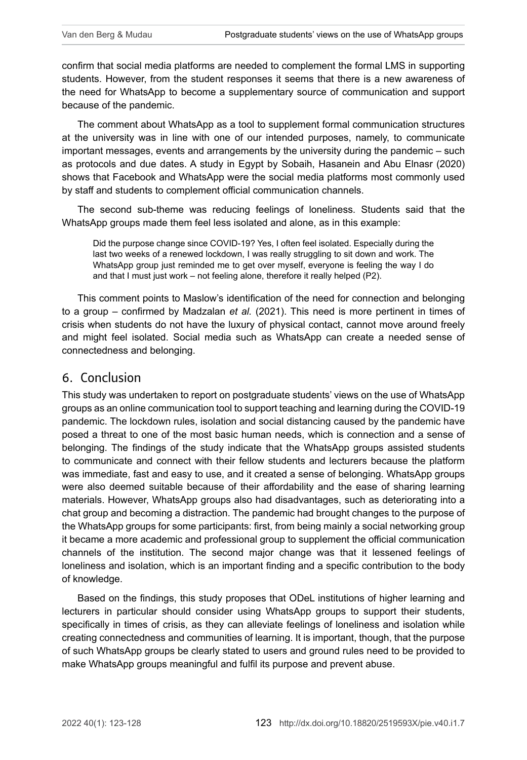confirm that social media platforms are needed to complement the formal LMS in supporting students. However, from the student responses it seems that there is a new awareness of the need for WhatsApp to become a supplementary source of communication and support because of the pandemic.

The comment about WhatsApp as a tool to supplement formal communication structures at the university was in line with one of our intended purposes, namely, to communicate important messages, events and arrangements by the university during the pandemic – such as protocols and due dates. A study in Egypt by Sobaih, Hasanein and Abu Elnasr (2020) shows that Facebook and WhatsApp were the social media platforms most commonly used by staff and students to complement official communication channels.

The second sub-theme was reducing feelings of loneliness. Students said that the WhatsApp groups made them feel less isolated and alone, as in this example:

> Did the purpose change since COVID-19? Yes, I often feel isolated. Especially during the last two weeks of a renewed lockdown, I was really struggling to sit down and work. The WhatsApp group just reminded me to get over myself, everyone is feeling the way I do and that I must just work – not feeling alone, therefore it really helped (P2).

This comment points to Maslow's identification of the need for connection and belonging to a group – confirmed by Madzalan *et al.* (2021). This need is more pertinent in times of crisis when students do not have the luxury of physical contact, cannot move around freely and might feel isolated. Social media such as WhatsApp can create a needed sense of connectedness and belonging.

## 6. Conclusion

This study was undertaken to report on postgraduate students' views on the use of WhatsApp groups as an online communication tool to support teaching and learning during the COVID-19 pandemic. The lockdown rules, isolation and social distancing caused by the pandemic have posed a threat to one of the most basic human needs, which is connection and a sense of belonging. The findings of the study indicate that the WhatsApp groups assisted students to communicate and connect with their fellow students and lecturers because the platform was immediate, fast and easy to use, and it created a sense of belonging. WhatsApp groups were also deemed suitable because of their affordability and the ease of sharing learning materials. However, WhatsApp groups also had disadvantages, such as deteriorating into a chat group and becoming a distraction. The pandemic had brought changes to the purpose of the WhatsApp groups for some participants: first, from being mainly a social networking group it became a more academic and professional group to supplement the official communication channels of the institution. The second major change was that it lessened feelings of loneliness and isolation, which is an important finding and a specific contribution to the body of knowledge.

Based on the findings, this study proposes that ODeL institutions of higher learning and lecturers in particular should consider using WhatsApp groups to support their students, specifically in times of crisis, as they can alleviate feelings of loneliness and isolation while creating connectedness and communities of learning. It is important, though, that the purpose of such WhatsApp groups be clearly stated to users and ground rules need to be provided to make WhatsApp groups meaningful and fulfil its purpose and prevent abuse.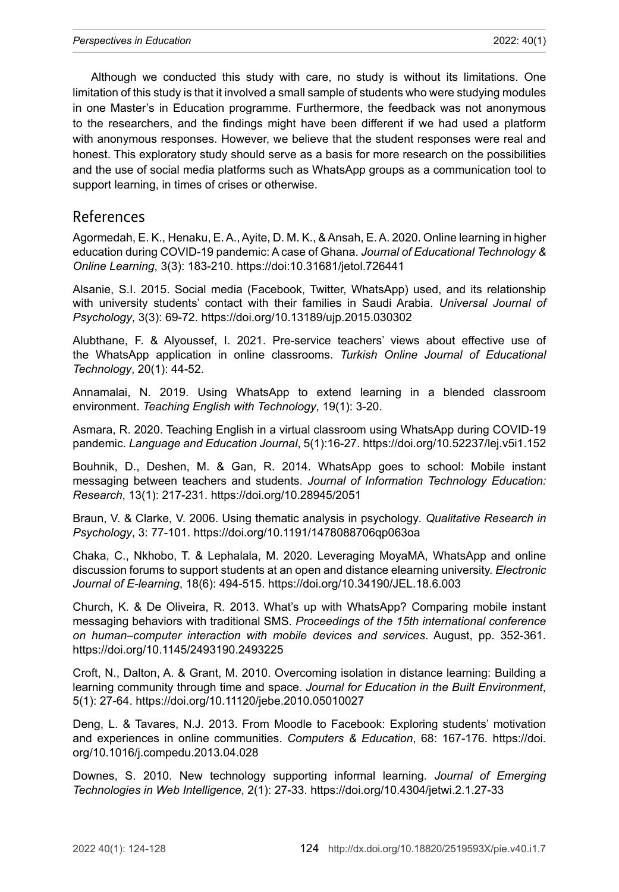Although we conducted this study with care, no study is without its limitations. One limitation of this study is that it involved a small sample of students who were studying modules in one Master's in Education programme. Furthermore, the feedback was not anonymous to the researchers, and the findings might have been different if we had used a platform with anonymous responses. However, we believe that the student responses were real and honest. This exploratory study should serve as a basis for more research on the possibilities and the use of social media platforms such as WhatsApp groups as a communication tool to support learning, in times of crises or otherwise.

## References

Agormedah, E. K., Henaku, E. A., Ayite, D. M. K., & Ansah, E. A. 2020. Online learning in higher education during COVID-19 pandemic: A case of Ghana. *Journal of Educational Technology & Online Learning*, 3(3): 183-210. https://doi:10.31681/jetol.726441

Alsanie, S.I. 2015. Social media (Facebook, Twitter, WhatsApp) used, and its relationship with university students' contact with their families in Saudi Arabia. *Universal Journal of Psychology*, 3(3): 69-72. https://doi.org/10.13189/ujp.2015.030302

Alubthane, F. & Alyoussef, I. 2021. Pre-service teachers' views about effective use of the WhatsApp application in online classrooms. *Turkish Online Journal of Educational Technology*, 20(1): 44-52.

Annamalai, N. 2019. Using WhatsApp to extend learning in a blended classroom environment. *Teaching English with Technology*, 19(1): 3-20.

Asmara, R. 2020. Teaching English in a virtual classroom using WhatsApp during COVID-19 pandemic. *Language and Education Journal*, 5(1):16-27. https://doi.org/10.52237/lej.v5i1.152

Bouhnik, D., Deshen, M. & Gan, R. 2014. WhatsApp goes to school: Mobile instant messaging between teachers and students. *Journal of Information Technology Education: Research*, 13(1): 217-231. https://doi.org/10.28945/2051

Braun, V. & Clarke, V. 2006. Using thematic analysis in psychology. *Qualitative Research in Psychology*, 3: 77-101. https://doi.org/10.1191/1478088706qp063oa

Chaka, C., Nkhobo, T. & Lephalala, M. 2020. Leveraging MoyaMA, WhatsApp and online discussion forums to support students at an open and distance elearning university. *Electronic Journal of E-learning*, 18(6): 494-515. https://doi.org/10.34190/JEL.18.6.003

Church, K. & De Oliveira, R. 2013. What's up with WhatsApp? Comparing mobile instant messaging behaviors with traditional SMS. *Proceedings of the 15th international conference on human–computer interaction with mobile devices and services*. August, pp. 352-361. https://doi.org/10.1145/2493190.2493225

Croft, N., Dalton, A. & Grant, M. 2010. Overcoming isolation in distance learning: Building a learning community through time and space. *Journal for Education in the Built Environment*, 5(1): 27-64. https://doi.org/10.11120/jebe.2010.05010027

Deng, L. & Tavares, N.J. 2013. From Moodle to Facebook: Exploring students' motivation and experiences in online communities. *Computers & Education*, 68: 167-176. https://doi.org/10.1016/j.compedu.2013.04.028

Downes, S. 2010. New technology supporting informal learning. *Journal of Emerging Technologies in Web Intelligence*, 2(1): 27-33. https://doi.org/10.4304/jetwi.2.1.27-33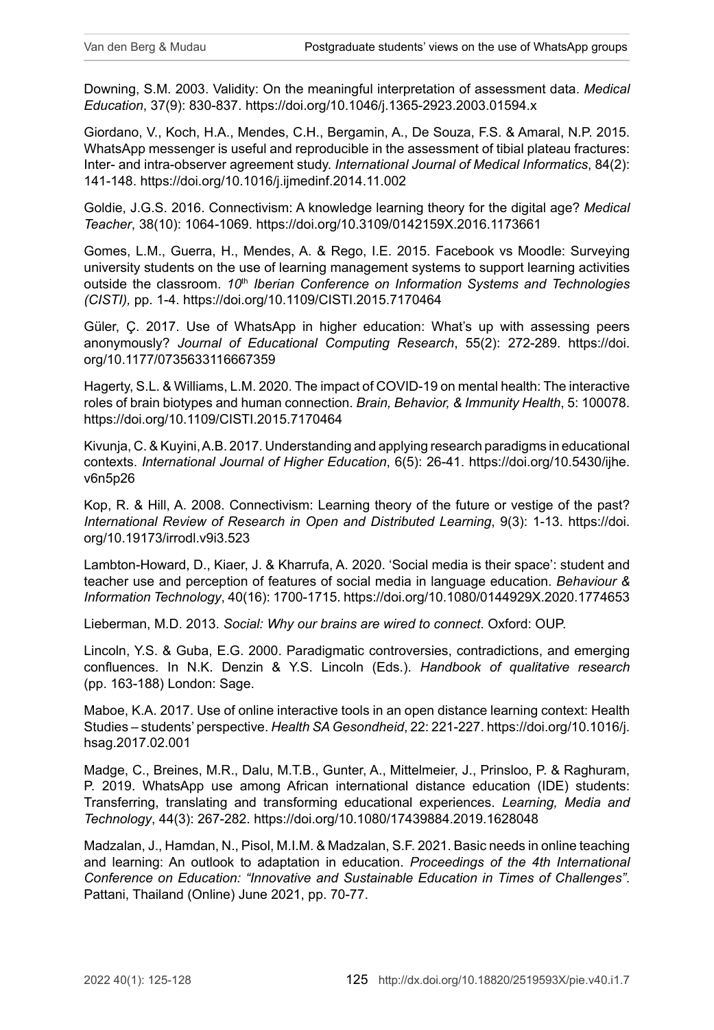Downing, S.M. 2003. Validity: On the meaningful interpretation of assessment data. *Medical Education*, 37(9): 830-837. https://doi.org/10.1046/j.1365-2923.2003.01594.x

Giordano, V., Koch, H.A., Mendes, C.H., Bergamin, A., De Souza, F.S. & Amaral, N.P. 2015. WhatsApp messenger is useful and reproducible in the assessment of tibial plateau fractures: Inter- and intra-observer agreement study. *International Journal of Medical Informatics*, 84(2): 141-148. https://doi.org/10.1016/j.ijmedinf.2014.11.002

Goldie, J.G.S. 2016. Connectivism: A knowledge learning theory for the digital age? *Medical Teacher*, 38(10): 1064-1069. https://doi.org/10.3109/0142159X.2016.1173661

Gomes, L.M., Guerra, H., Mendes, A. & Rego, I.E. 2015. Facebook vs Moodle: Surveying university students on the use of learning management systems to support learning activities outside the classroom. *10th Iberian Conference on Information Systems and Technologies (CISTI),* pp. 1-4. https://doi.org/10.1109/CISTI.2015.7170464

Güler, Ç. 2017. Use of WhatsApp in higher education: What's up with assessing peers anonymously? *Journal of Educational Computing Research*, 55(2): 272-289. https://doi.org/10.1177/0735633116667359

Hagerty, S.L. & Williams, L.M. 2020. The impact of COVID-19 on mental health: The interactive roles of brain biotypes and human connection. *Brain, Behavior, & Immunity Health*, 5: 100078. https://doi.org/10.1109/CISTI.2015.7170464

Kivunja, C. & Kuyini, A.B. 2017. Understanding and applying research paradigms in educational contexts. *International Journal of Higher Education*, 6(5): 26-41. https://doi.org/10.5430/ijhe.v6n5p26

Kop, R. & Hill, A. 2008. Connectivism: Learning theory of the future or vestige of the past? *International Review of Research in Open and Distributed Learning*, 9(3): 1-13. https://doi.org/10.19173/irrodl.v9i3.523

Lambton-Howard, D., Kiaer, J. & Kharrufa, A. 2020. 'Social media is their space': student and teacher use and perception of features of social media in language education. *Behaviour & Information Technology*, 40(16): 1700-1715. https://doi.org/10.1080/0144929X.2020.1774653

Lieberman, M.D. 2013. *Social: Why our brains are wired to connect*. Oxford: OUP.

Lincoln, Y.S. & Guba, E.G. 2000. Paradigmatic controversies, contradictions, and emerging confluences. In N.K. Denzin & Y.S. Lincoln (Eds.). *Handbook of qualitative research* (pp. 163-188) London: Sage.

Maboe, K.A. 2017. Use of online interactive tools in an open distance learning context: Health Studies – students' perspective. *Health SA Gesondheid*, 22: 221-227. https://doi.org/10.1016/j.hsag.2017.02.001

Madge, C., Breines, M.R., Dalu, M.T.B., Gunter, A., Mittelmeier, J., Prinsloo, P. & Raghuram, P. 2019. WhatsApp use among African international distance education (IDE) students: Transferring, translating and transforming educational experiences. *Learning, Media and Technology*, 44(3): 267-282. https://doi.org/10.1080/17439884.2019.1628048

Madzalan, J., Hamdan, N., Pisol, M.I.M. & Madzalan, S.F. 2021. Basic needs in online teaching and learning: An outlook to adaptation in education. *Proceedings of the 4th International Conference on Education: "Innovative and Sustainable Education in Times of Challenges"*. Pattani, Thailand (Online) June 2021, pp. 70-77.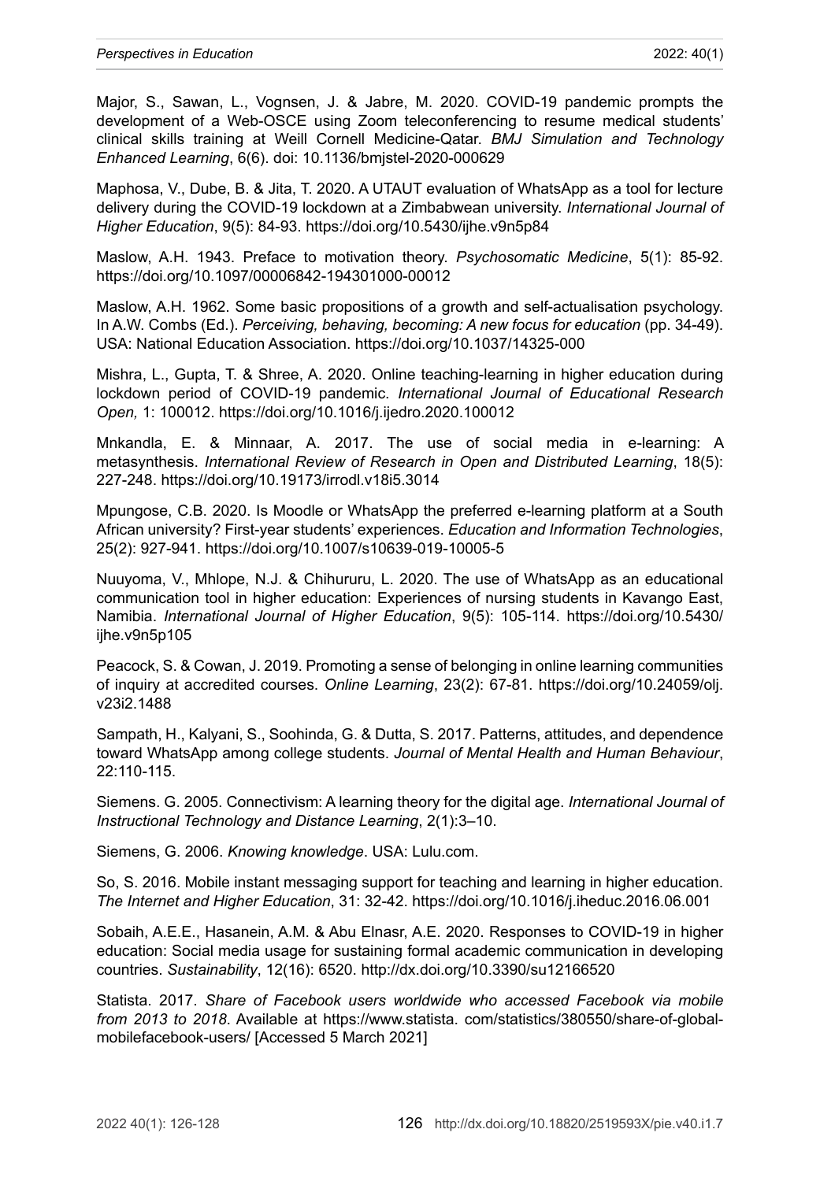Major, S., Sawan, L., Vognsen, J. & Jabre, M. 2020. COVID-19 pandemic prompts the development of a Web-OSCE using Zoom teleconferencing to resume medical students' clinical skills training at Weill Cornell Medicine-Qatar. *BMJ Simulation and Technology Enhanced Learning*, 6(6). doi: 10.1136/bmjstel-2020-000629

Maphosa, V., Dube, B. & Jita, T. 2020. A UTAUT evaluation of WhatsApp as a tool for lecture delivery during the COVID-19 lockdown at a Zimbabwean university. *International Journal of Higher Education*, 9(5): 84-93. https://doi.org/10.5430/ijhe.v9n5p84

Maslow, A.H. 1943. Preface to motivation theory. *Psychosomatic Medicine*, 5(1): 85-92. https://doi.org/10.1097/00006842-194301000-00012

Maslow, A.H. 1962. Some basic propositions of a growth and self-actualisation psychology. In A.W. Combs (Ed.). *Perceiving, behaving, becoming: A new focus for education* (pp. 34-49). USA: National Education Association. https://doi.org/10.1037/14325-000

Mishra, L., Gupta, T. & Shree, A. 2020. Online teaching-learning in higher education during lockdown period of COVID-19 pandemic. *International Journal of Educational Research Open,* 1: 100012. https://doi.org/10.1016/j.ijedro.2020.100012

Mnkandla, E. & Minnaar, A. 2017. The use of social media in e-learning: A metasynthesis. *International Review of Research in Open and Distributed Learning*, 18(5): 227-248. https://doi.org/10.19173/irrodl.v18i5.3014

Mpungose, C.B. 2020. Is Moodle or WhatsApp the preferred e-learning platform at a South African university? First-year students' experiences. *Education and Information Technologies*, 25(2): 927-941. https://doi.org/10.1007/s10639-019-10005-5

Nuuyoma, V., Mhlope, N.J. & Chihururu, L. 2020. The use of WhatsApp as an educational communication tool in higher education: Experiences of nursing students in Kavango East, Namibia. *International Journal of Higher Education*, 9(5): 105-114. https://doi.org/10.5430/ijhe.v9n5p105

Peacock, S. & Cowan, J. 2019. Promoting a sense of belonging in online learning communities of inquiry at accredited courses. *Online Learning*, 23(2): 67-81. https://doi.org/10.24059/olj.v23i2.1488

Sampath, H., Kalyani, S., Soohinda, G. & Dutta, S. 2017. Patterns, attitudes, and dependence toward WhatsApp among college students. *Journal of Mental Health and Human Behaviour*, 22:110-115.

Siemens. G. 2005. Connectivism: A learning theory for the digital age. *International Journal of Instructional Technology and Distance Learning*, 2(1):3–10.

Siemens, G. 2006. *Knowing knowledge*. USA: Lulu.com.

So, S. 2016. Mobile instant messaging support for teaching and learning in higher education. *The Internet and Higher Education*, 31: 32-42. https://doi.org/10.1016/j.iheduc.2016.06.001

Sobaih, A.E.E., Hasanein, A.M. & Abu Elnasr, A.E. 2020. Responses to COVID-19 in higher education: Social media usage for sustaining formal academic communication in developing countries. *Sustainability*, 12(16): 6520. http://dx.doi.org/10.3390/su12166520

Statista. 2017. *Share of Facebook users worldwide who accessed Facebook via mobile from 2013 to 2018*. Available at https://www.statista. com/statistics/380550/share-of-global-mobilefacebook-users/ [Accessed 5 March 2021]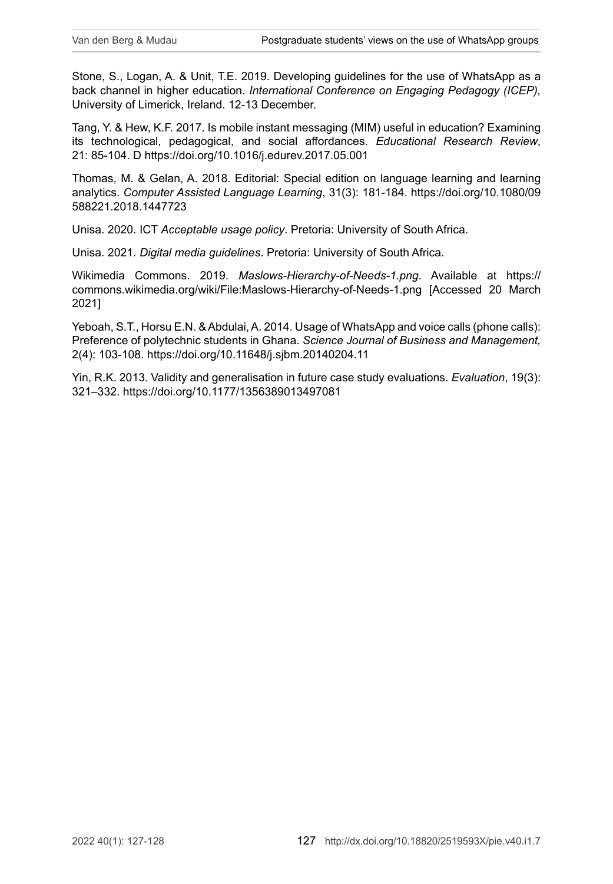Stone, S., Logan, A. & Unit, T.E. 2019. Developing guidelines for the use of WhatsApp as a back channel in higher education. *International Conference on Engaging Pedagogy (ICEP),* University of Limerick, Ireland. 12-13 December.

Tang, Y. & Hew, K.F. 2017. Is mobile instant messaging (MIM) useful in education? Examining its technological, pedagogical, and social affordances. *Educational Research Review*, 21: 85-104. D https://doi.org/10.1016/j.edurev.2017.05.001

Thomas, M. & Gelan, A. 2018. Editorial: Special edition on language learning and learning analytics. *Computer Assisted Language Learning*, 31(3): 181-184. https://doi.org/10.1080/09588221.2018.1447723

Unisa. 2020. ICT *Acceptable usage policy*. Pretoria: University of South Africa.

Unisa. 2021. *Digital media guidelines*. Pretoria: University of South Africa.

Wikimedia Commons. 2019. *Maslows-Hierarchy-of-Needs-1.png*. Available at https://commons.wikimedia.org/wiki/File:Maslows-Hierarchy-of-Needs-1.png [Accessed 20 March 2021]

Yeboah, S.T., Horsu E.N. & Abdulai, A. 2014. Usage of WhatsApp and voice calls (phone calls): Preference of polytechnic students in Ghana. *Science Journal of Business and Management,* 2(4): 103-108. https://doi.org/10.11648/j.sjbm.20140204.11

Yin, R.K. 2013. Validity and generalisation in future case study evaluations. *Evaluation*, 19(3): 321–332. https://doi.org/10.1177/1356389013497081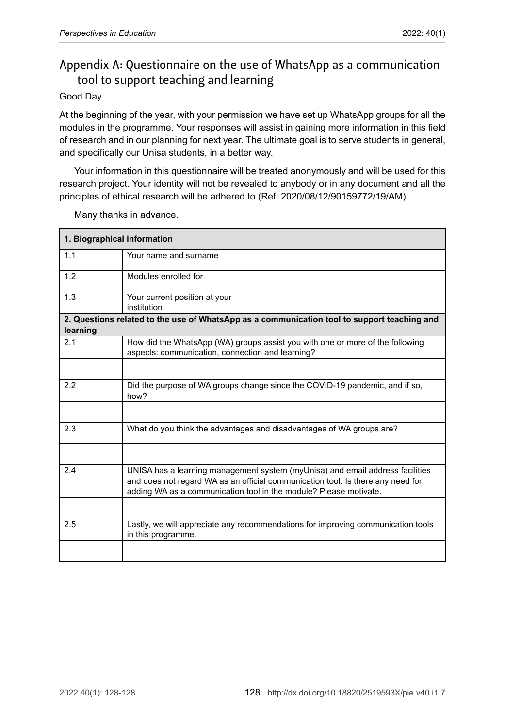## Appendix A: Questionnaire on the use of WhatsApp as a communication tool to support teaching and learning

Good Day

At the beginning of the year, with your permission we have set up WhatsApp groups for all the modules in the programme. Your responses will assist in gaining more information in this field of research and in our planning for next year. The ultimate goal is to serve students in general, and specifically our Unisa students, in a better way.

Your information in this questionnaire will be treated anonymously and will be used for this research project. Your identity will not be revealed to anybody or in any document and all the principles of ethical research will be adhered to (Ref: 2020/08/12/90159772/19/AM).

Many thanks in advance.

| **1. Biographical information** | | |
|---|---|---|
| 1.1 | Your name and surname | |
| 1.2 | Modules enrolled for | |
| 1.3 | Your current position at your institution | |
| **2. Questions related to the use of WhatsApp as a communication tool to support teaching and learning** | | |
| 2.1 | How did the WhatsApp (WA) groups assist you with one or more of the following aspects: communication, connection and learning? | |
| | | |
| 2.2 | Did the purpose of WA groups change since the COVID-19 pandemic, and if so, how? | |
| | | |
| 2.3 | What do you think the advantages and disadvantages of WA groups are? | |
| | | |
| 2.4 | UNISA has a learning management system (myUnisa) and email address facilities and does not regard WA as an official communication tool. Is there any need for adding WA as a communication tool in the module? Please motivate. | |
| | | |
| 2.5 | Lastly, we will appreciate any recommendations for improving communication tools in this programme. | |
| | | |